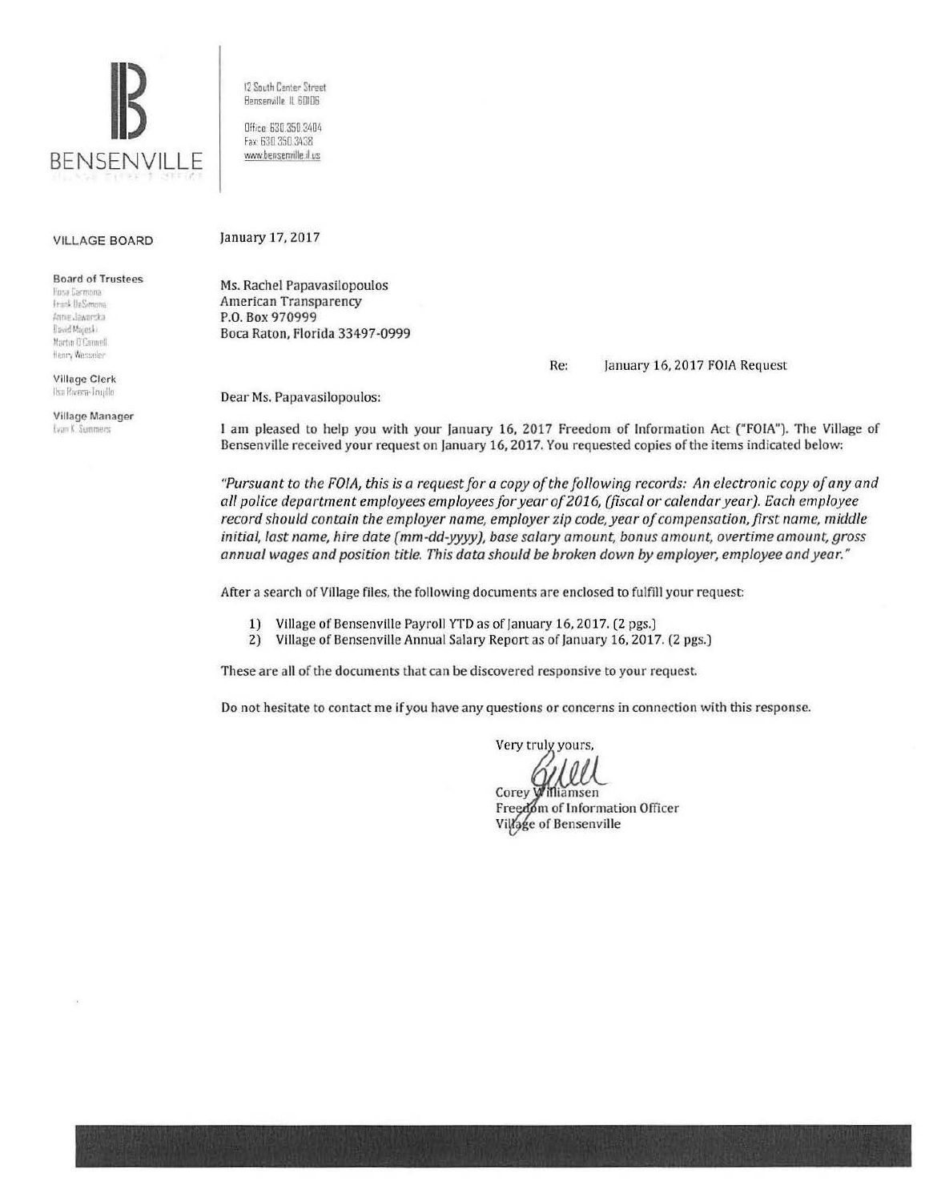# BENSENVILLE

12 South Center Street
Bensenville IL 60106

Office: 630.350.3404
Fax: 630.350.3438
www.bensenville.il.us

**VILLAGE BOARD**

**Board of Trustees**
Rosa Carmona
Frank DeSimone
Annie Jaworska
David Majeski
Martin O'Connell
Henry Wesseler

**Village Clerk**
Ilsa Rivera-Trujillo

**Village Manager**
Evan K. Summers

January 17, 2017

Ms. Rachel Papavasilopoulos
American Transparency
P.O. Box 970999
Boca Raton, Florida 33497-0999

Re: January 16, 2017 FOIA Request

Dear Ms. Papavasilopoulos:

I am pleased to help you with your January 16, 2017 Freedom of Information Act ("FOIA"). The Village of Bensenville received your request on January 16, 2017. You requested copies of the items indicated below:

*"Pursuant to the FOIA, this is a request for a copy of the following records: An electronic copy of any and all police department employees employees for year of 2016, (fiscal or calendar year). Each employee record should contain the employer name, employer zip code, year of compensation, first name, middle initial, last name, hire date (mm-dd-yyyy), base salary amount, bonus amount, overtime amount, gross annual wages and position title. This data should be broken down by employer, employee and year."*

After a search of Village files, the following documents are enclosed to fulfill your request:

1) Village of Bensenville Payroll YTD as of January 16, 2017. (2 pgs.)
2) Village of Bensenville Annual Salary Report as of January 16, 2017. (2 pgs.)

These are all of the documents that can be discovered responsive to your request.

Do not hesitate to contact me if you have any questions or concerns in connection with this response.

Very truly yours,

Corey Williamsen
Freedom of Information Officer
Village of Bensenville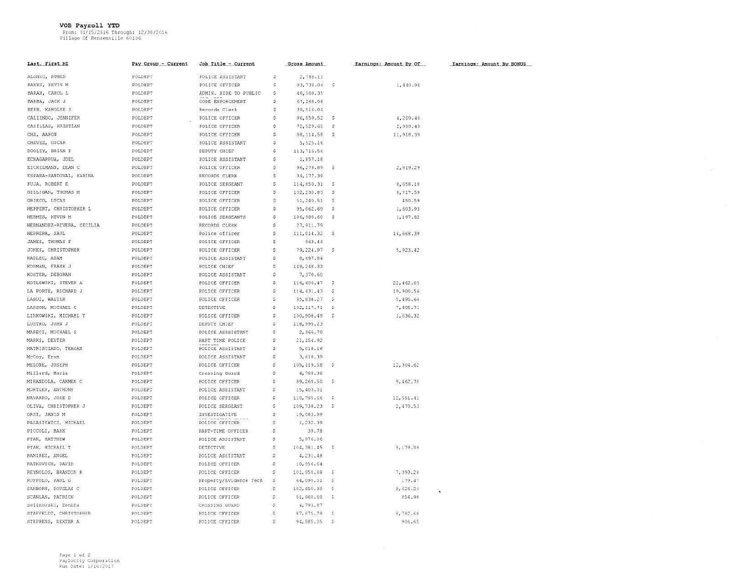**VOB Payroll YTD**
From: 01/15/2016 Through: 12/30/2016
Village Of Bensenville 60106

| Last, First MI | Pay Group - Current | Job Title - Current | Gross Amount | Earnings: Amount By OT | Earnings: Amount By BONUS |
|---|---|---|---|---|---|
| ALONSO, RUBEN | POLDEPT | POLICE ASSISTANT | $ 2,788.11 | | |
| BANKS, KEVIN M | POLDEPT | POLICE OFFICER | $ 93,738.04 | $ 1,440.94 | |
| BARAN, CAROL L | POLDEPT | ADMIN. AIDE TO PUBLIC | $ 48,508.35 | | |
| BARBA, JACK J | POLDEPT | CODE ENFORCEMENT | $ 67,268.08 | | |
| BEER, KAROLEE S | POLDEPT | Records Clerk | $ 39,516.04 | | |
| CALIENDO, JENNIFER | POLDEPT | POLICE OFFICER | $ 96,559.52 | $ 4,209.46 | |
| CASILLAS, KRISTIAN | POLDEPT | POLICE OFFICER | $ 72,529.65 | $ 2,989.43 | |
| CHA, AARON | POLDEPT | POLICE OFFICER | $ 88,114.58 | $ 11,918.39 | |
| CHAVEZ, OSCAR | POLDEPT | POLICE ASSISTANT | $ 5,525.16 | | |
| DOOLEY, BRIAN P | POLDEPT | DEPUTY CHIEF | $ 113,716.56 | | |
| ECHAGARRUA, JOEL | POLDEPT | POLICE ASSISTANT | $ 1,857.18 | | |
| EICKELMANN, DEAN C | POLDEPT | POLICE OFFICER | $ 96,278.89 | $ 2,819.29 | |
| ESPANA-SANDOVAL, KARINA | POLDEPT | RECORDS CLERK | $ 34,177.39 | | |
| FUJA, ROBERT E | POLDEPT | POLICE SERGEANT | $ 114,850.31 | $ 8,658.18 | |
| GILLIGAN, THOMAS M | POLDEPT | POLICE OFFICER | $ 102,230.83 | $ 8,717.59 | |
| GRIECO, LUCAS | POLDEPT | POLICE OFFICER | $ 51,240.51 | $ 450.59 | |
| HEPPERT, CHRISTOPHER L | POLDEPT | POLICE OFFICER | $ 95,062.69 | $ 1,603.93 | |
| HERMES, KEVIN M | POLDEPT | POLICE SERGEANTS | $ 106,980.60 | $ 1,197.82 | |
| HERNANDEZ-RIVERA, CECILIA | POLDEPT | RECORDS CLERK | $ 27,911.79 | | |
| HERRERA, SAUL | POLDEPT | Police officer | $ 111,014.32 | $ 14,668.39 | |
| JAMES, THOMAS F | POLDEPT | POLICE OFFICER | $ 963.44 | | |
| JONES, CHRISTOPHER | POLDEPT | POLICE OFFICER | $ 79,224.97 | $ 5,923.42 | |
| KADLEC, ADAM | POLDEPT | POLICE ASSISTANT | $ 8,697.84 | | |
| KOSMAN, FRANK J | POLDEPT | POLICE CHIEF | $ 148,248.33 | | |
| KOSTER, DEBORAH | POLDEPT | POLICE ASSISTANT | $ 7,370.60 | | |
| KOTLEWSKI, STEVEN A | POLDEPT | POLICE OFFICER | $ 116,406.47 | $ 22,462.05 | |
| LA PORTE, RICHARD J | POLDEPT | POLICE OFFICER | $ 114,431.43 | $ 19,900.56 | |
| LABUZ, WALTER | POLDEPT | POLICE OFFICER | $ 85,838.27 | $ 5,495.64 | |
| LARSON, MICHAEL C | POLDEPT | DETECTIVE | $ 102,117.71 | $ 7,405.71 | |
| LINKOWSKI, MICHAEL T | POLDEPT | POLICE OFFICER | $ 100,908.49 | $ 1,636.32 | |
| LUSTRO, JOHN J | POLDEPT | DEPUTY CHIEF | $ 118,995.23 | | |
| MARECI, MICHAEL S | POLDEPT | POLICE ASSISTANT | $ 2,466.79 | | |
| MARKS, DEXTER | POLDEPT | PART TIME POLICE | $ 21,154.92 | | |
| MATRISCIANO, TEAGAN | POLDEPT | POLICE ASSISTANT | $ 5,018.16 | | |
| McCoy, Eron | POLDEPT | POLICE ASSISTANT | $ 3,618.39 | | |
| MELONE, JOSEPH | POLDEPT | POLICE OFFICER | $ 105,119.58 | $ 12,304.62 | |
| Millard, Maria | POLDEPT | Crossing Guard | $ 4,788.38 | | |
| MIRANDOLA, CARMEN C | POLDEPT | POLICE OFFICER | $ 89,260.50 | $ 9,462.70 | |
| MORTLEY, ANTHONY | POLDEPT | POLICE ASSISTANT | $ 15,403.01 | | |
| NAVARRO, JOSE D | POLDEPT | POLICE OFFICER | $ 110,785.66 | $ 12,551.41 | |
| OLIVA, CHRISTOPHER J | POLDEPT | POLICE SERGEANT | $ 109,738.23 | $ 2,470.53 | |
| ORSI, JANIS M | POLDEPT | INVESTIGATIVE | $ 19,083.99 | | |
| PALASIEWICZ, MICHAEL | POLDEPT | POLICE OFFICER | $ 1,232.39 | | |
| PICCOLI, MARK | POLDEPT | PART-TIME OFFICER | $ 39.78 | | |
| PTAK, MATTHEW | POLDEPT | POLICE ASSISTANT | $ 5,976.06 | | |
| PTAK, MICHAEL T | POLDEPT | DETECTIVE | $ 104,381.45 | $ 9,179.89 | |
| RAMIREZ, ANGEL | POLDEPT | POLICE ASSISTANT | $ 4,231.48 | | |
| RATKOVICH, DAVID | POLDEPT | POLICE OFFICER | $ 10,956.64 | | |
| REYNOLDS, BRANDON R | POLDEPT | POLICE OFFICER | $ 101,950.88 | $ 7,393.28 | |
| RUFFOLO, PAUL G | POLDEPT | Property/Evidence Tech | $ 64,090.01 | $ 179.47 | |
| SANBORN, DOUGLAS C | POLDEPT | POLICE OFFICER | $ 102,650.30 | $ 8,626.24 | |
| SCANLAN, PATRICK | POLDEPT | POLICE OFFICER | $ 51,960.60 | $ 854.98 | |
| Selimovski, Zeniha | POLDEPT | CROSSING GUARD | $ 4,793.87 | | |
| STAFFELDT, CHRISTOPHER | POLDEPT | POLICE OFFICER | $ 87,675.79 | $ 9,782.69 | |
| STEPHENS, DEXTER A | POLDEPT | POLICE OFFICER | $ 94,585.05 | $ 906.65 | |

Paylocity Corporation
Run Date: 1/16/2017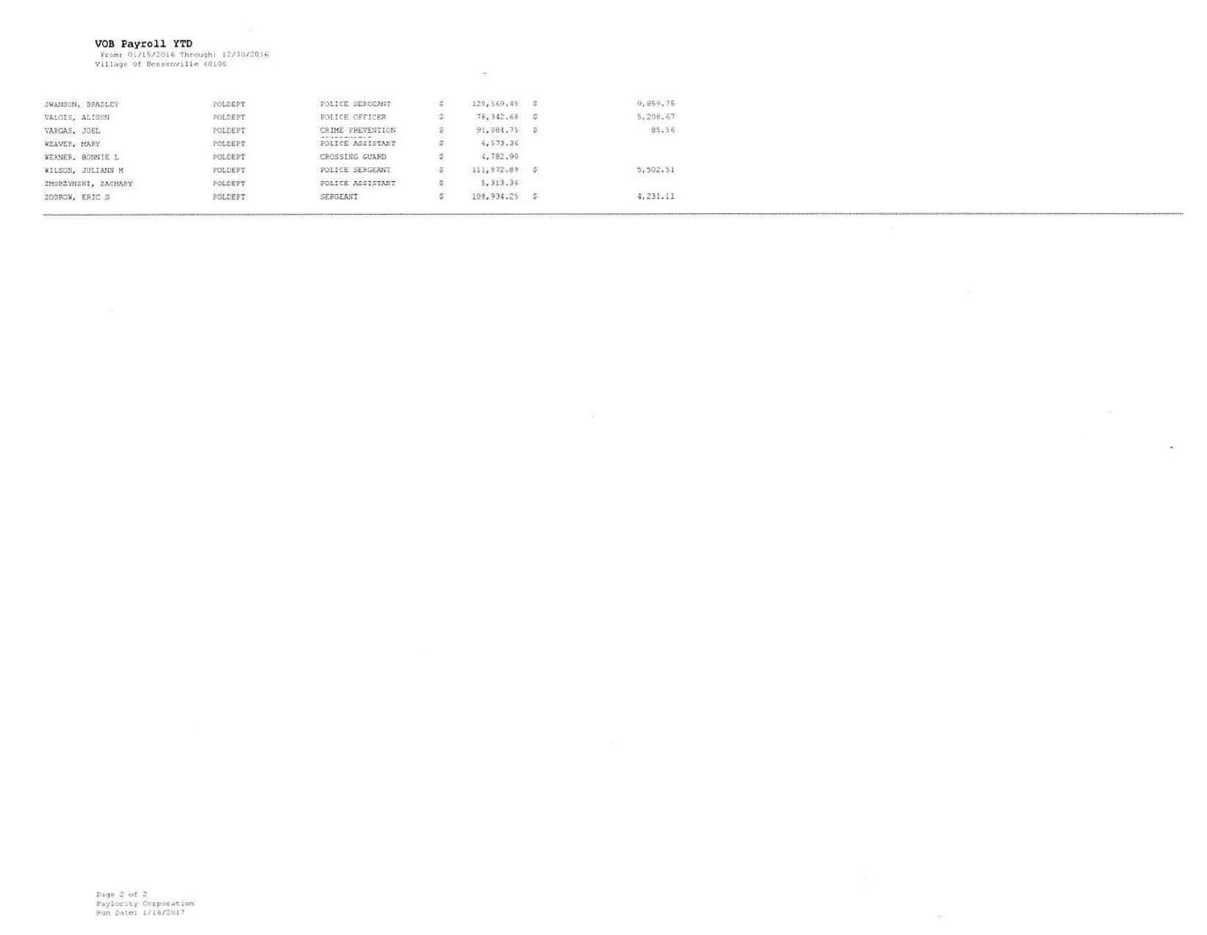**VOB Payroll YTD**
From: 01/15/2016 Through: 12/30/2016
Village Of Bensenville 60106

| | | | | | | |
|---|---|---|---|---|---|---|
| SWANSON, BRADLEY | POLDEPT | POLICE SERGEANT | $ | 120,569.40 | $ | 9,859.75 |
| VALOIS, ALISON | POLDEPT | POLICE OFFICER | $ | 78,342.68 | $ | 5,208.67 |
| VARGAS, JOEL | POLDEPT | CRIME PREVENTION | $ | 91,084.75 | $ | 85.56 |
| WEAVER, MARY | POLDEPT | POLICE ASSISTANT | $ | 6,573.36 | | |
| WERNER, BONNIE L | POLDEPT | CROSSING GUARD | $ | 4,782.90 | | |
| WILSON, JULIANN M | POLDEPT | POLICE SERGEANT | $ | 111,872.89 | $ | 5,502.51 |
| ZMORZYNSKI, ZACHARY | POLDEPT | POLICE ASSISTANT | $ | 5,313.36 | | |
| ZOBROW, ERIC S | POLDEPT | SERGEANT | $ | 108,934.25 | $ | 4,231.11 |

Paylocity Corporation
Run Date: 1/16/2017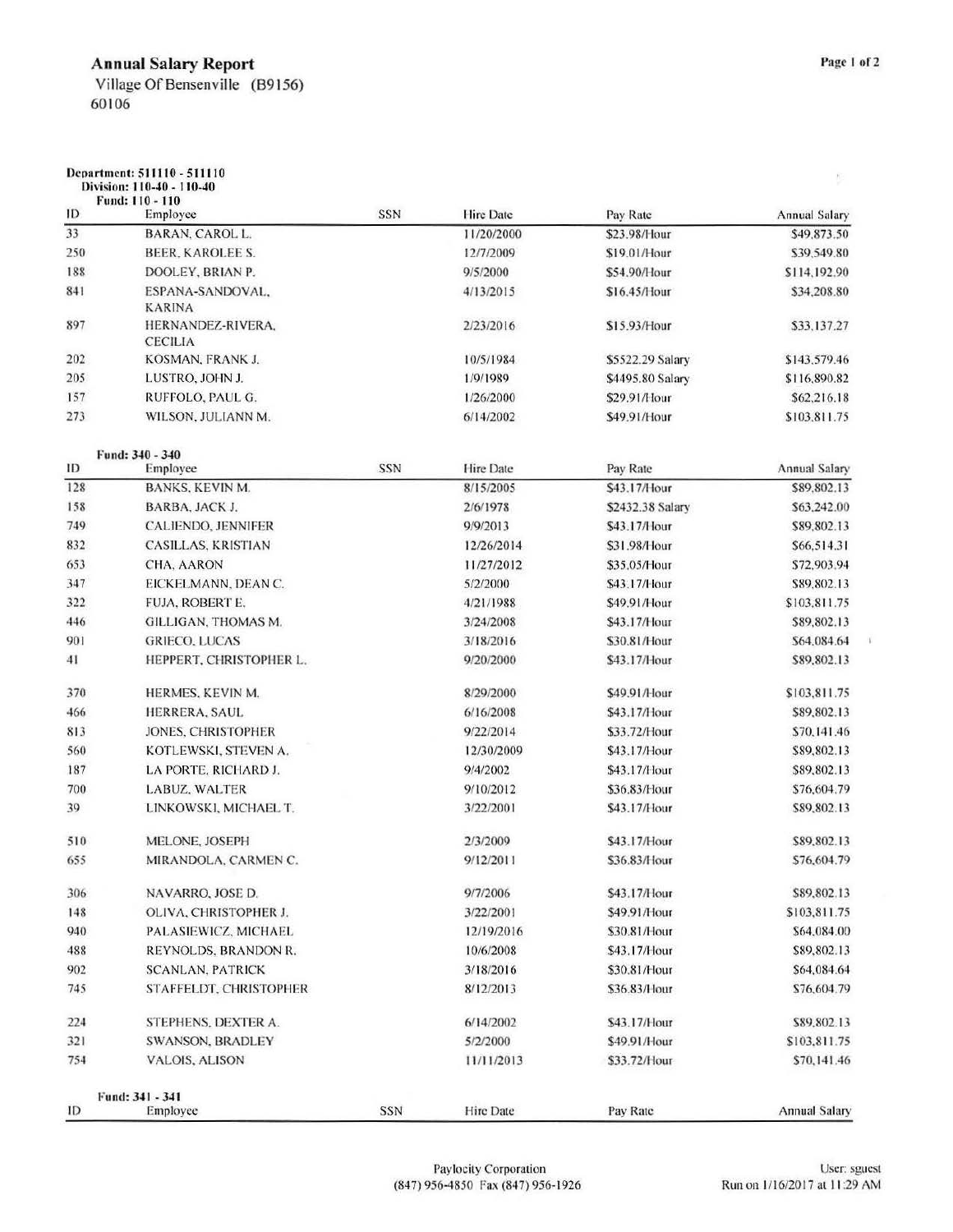## Annual Salary Report

Village Of Bensenville (B9156)
60106

**Department: 511110 - 511110**
**Division: 110-40 - 110-40**
**Fund: 110 - 110**

| ID | Employee | SSN | Hire Date | Pay Rate | Annual Salary |
|---|---|---|---|---|---|
| 33 | BARAN, CAROL L. | | 11/20/2000 | $23.98/Hour | $49,873.50 |
| 250 | BEER, KAROLEE S. | | 12/7/2009 | $19.01/Hour | $39,549.80 |
| 188 | DOOLEY, BRIAN P. | | 9/5/2000 | $54.90/Hour | $114,192.90 |
| 841 | ESPANA-SANDOVAL, KARINA | | 4/13/2015 | $16.45/Hour | $34,208.80 |
| 897 | HERNANDEZ-RIVERA, CECILIA | | 2/23/2016 | $15.93/Hour | $33,137.27 |
| 202 | KOSMAN, FRANK J. | | 10/5/1984 | $5522.29 Salary | $143,579.46 |
| 205 | LUSTRO, JOHN J. | | 1/9/1989 | $4495.80 Salary | $116,890.82 |
| 157 | RUFFOLO, PAUL G. | | 1/26/2000 | $29.91/Hour | $62,216.18 |
| 273 | WILSON, JULIANN M. | | 6/14/2002 | $49.91/Hour | $103,811.75 |

**Fund: 340 - 340**

| ID | Employee | SSN | Hire Date | Pay Rate | Annual Salary |
|---|---|---|---|---|---|
| 128 | BANKS, KEVIN M. | | 8/15/2005 | $43.17/Hour | $89,802.13 |
| 158 | BARBA, JACK J. | | 2/6/1978 | $2432.38 Salary | $63,242.00 |
| 749 | CALIENDO, JENNIFER | | 9/9/2013 | $43.17/Hour | $89,802.13 |
| 832 | CASILLAS, KRISTIAN | | 12/26/2014 | $31.98/Hour | $66,514.31 |
| 653 | CHA, AARON | | 11/27/2012 | $35.05/Hour | $72,903.94 |
| 347 | EICKELMANN, DEAN C. | | 5/2/2000 | $43.17/Hour | $89,802.13 |
| 322 | FUJA, ROBERT E. | | 4/21/1988 | $49.91/Hour | $103,811.75 |
| 446 | GILLIGAN, THOMAS M. | | 3/24/2008 | $43.17/Hour | $89,802.13 |
| 901 | GRIECO, LUCAS | | 3/18/2016 | $30.81/Hour | $64,084.64 |
| 41 | HEPPERT, CHRISTOPHER L. | | 9/20/2000 | $43.17/Hour | $89,802.13 |
| 370 | HERMES, KEVIN M. | | 8/29/2000 | $49.91/Hour | $103,811.75 |
| 466 | HERRERA, SAUL | | 6/16/2008 | $43.17/Hour | $89,802.13 |
| 813 | JONES, CHRISTOPHER | | 9/22/2014 | $33.72/Hour | $70,141.46 |
| 560 | KOTLEWSKI, STEVEN A. | | 12/30/2009 | $43.17/Hour | $89,802.13 |
| 187 | LA PORTE, RICHARD J. | | 9/4/2002 | $43.17/Hour | $89,802.13 |
| 700 | LABUZ, WALTER | | 9/10/2012 | $36.83/Hour | $76,604.79 |
| 39 | LINKOWSKI, MICHAEL T. | | 3/22/2001 | $43.17/Hour | $89,802.13 |
| 510 | MELONE, JOSEPH | | 2/3/2009 | $43.17/Hour | $89,802.13 |
| 655 | MIRANDOLA, CARMEN C. | | 9/12/2011 | $36.83/Hour | $76,604.79 |
| 306 | NAVARRO, JOSE D. | | 9/7/2006 | $43.17/Hour | $89,802.13 |
| 148 | OLIVA, CHRISTOPHER J. | | 3/22/2001 | $49.91/Hour | $103,811.75 |
| 940 | PALASIEWICZ, MICHAEL | | 12/19/2016 | $30.81/Hour | $64,084.00 |
| 488 | REYNOLDS, BRANDON R. | | 10/6/2008 | $43.17/Hour | $89,802.13 |
| 902 | SCANLAN, PATRICK | | 3/18/2016 | $30.81/Hour | $64,084.64 |
| 745 | STAFFELDT, CHRISTOPHER | | 8/12/2013 | $36.83/Hour | $76,604.79 |
| 224 | STEPHENS, DEXTER A. | | 6/14/2002 | $43.17/Hour | $89,802.13 |
| 321 | SWANSON, BRADLEY | | 5/2/2000 | $49.91/Hour | $103,811.75 |
| 754 | VALOIS, ALISON | | 11/11/2013 | $33.72/Hour | $70,141.46 |

**Fund: 341 - 341**

| ID | Employee | SSN | Hire Date | Pay Rate | Annual Salary |
|---|---|---|---|---|---|

Paylocity Corporation
(847) 956-4850 Fax (847) 956-1926

User: sguest
Run on 1/16/2017 at 11:29 AM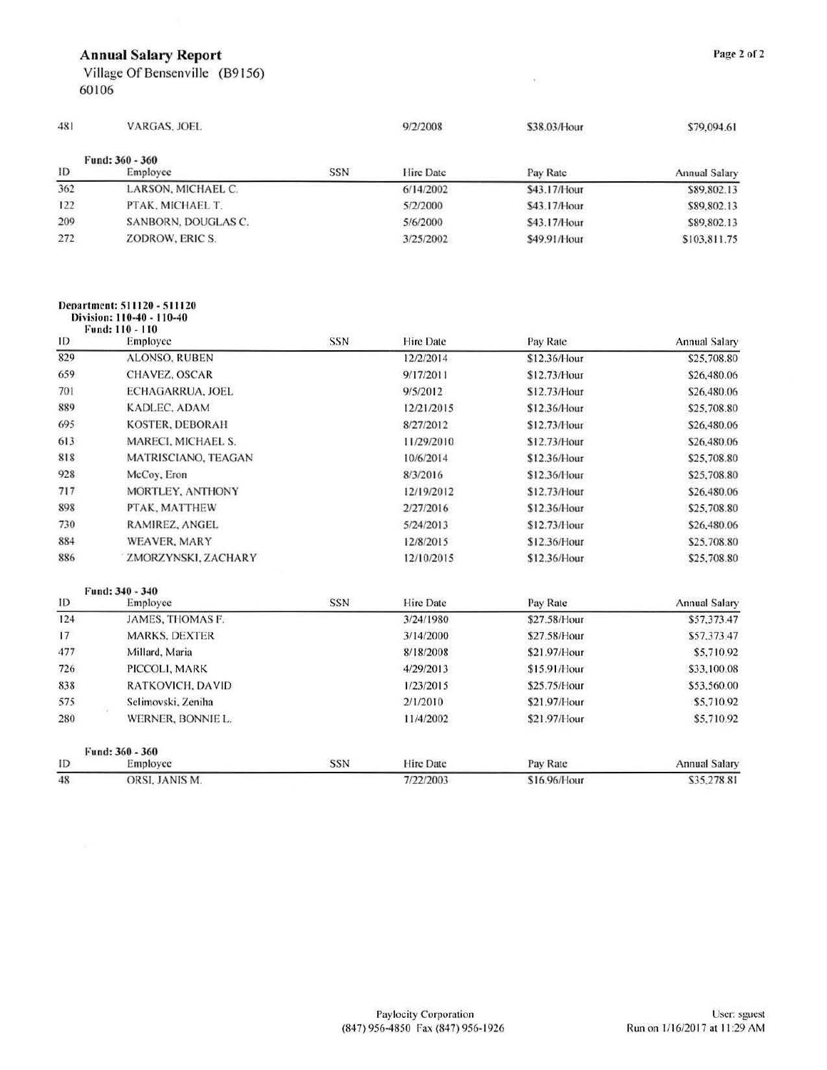## Annual Salary Report

Village Of Bensenville (B9156)
60106

| ID | Employee | SSN | Hire Date | Pay Rate | Annual Salary |
|---|---|---|---|---|---|
| 481 | VARGAS, JOEL | | 9/2/2008 | $38.03/Hour | $79,094.61 |

Fund: 360 - 360

| ID | Employee | SSN | Hire Date | Pay Rate | Annual Salary |
|---|---|---|---|---|---|
| 362 | LARSON, MICHAEL C. | | 6/14/2002 | $43.17/Hour | $89,802.13 |
| 122 | PTAK, MICHAEL T. | | 5/2/2000 | $43.17/Hour | $89,802.13 |
| 209 | SANBORN, DOUGLAS C. | | 5/6/2000 | $43.17/Hour | $89,802.13 |
| 272 | ZODROW, ERIC S. | | 3/25/2002 | $49.91/Hour | $103,811.75 |

**Department: 511120 - 511120**
**Division: 110-40 - 110-40**
**Fund: 110 - 110**

| ID | Employee | SSN | Hire Date | Pay Rate | Annual Salary |
|---|---|---|---|---|---|
| 829 | ALONSO, RUBEN | | 12/2/2014 | $12.36/Hour | $25,708.80 |
| 659 | CHAVEZ, OSCAR | | 9/17/2011 | $12.73/Hour | $26,480.06 |
| 701 | ECHAGARRUA, JOEL | | 9/5/2012 | $12.73/Hour | $26,480.06 |
| 889 | KADLEC, ADAM | | 12/21/2015 | $12.36/Hour | $25,708.80 |
| 695 | KOSTER, DEBORAH | | 8/27/2012 | $12.73/Hour | $26,480.06 |
| 613 | MARECI, MICHAEL S. | | 11/29/2010 | $12.73/Hour | $26,480.06 |
| 818 | MATRISCIANO, TEAGAN | | 10/6/2014 | $12.36/Hour | $25,708.80 |
| 928 | McCoy, Eron | | 8/3/2016 | $12.36/Hour | $25,708.80 |
| 717 | MORTLEY, ANTHONY | | 12/19/2012 | $12.73/Hour | $26,480.06 |
| 898 | PTAK, MATTHEW | | 2/27/2016 | $12.36/Hour | $25,708.80 |
| 730 | RAMIREZ, ANGEL | | 5/24/2013 | $12.73/Hour | $26,480.06 |
| 884 | WEAVER, MARY | | 12/8/2015 | $12.36/Hour | $25,708.80 |
| 886 | ZMORZYNSKI, ZACHARY | | 12/10/2015 | $12.36/Hour | $25,708.80 |

Fund: 340 - 340

| ID | Employee | SSN | Hire Date | Pay Rate | Annual Salary |
|---|---|---|---|---|---|
| 124 | JAMES, THOMAS F. | | 3/24/1980 | $27.58/Hour | $57,373.47 |
| 17 | MARKS, DEXTER | | 3/14/2000 | $27.58/Hour | $57,373.47 |
| 477 | Millard, Maria | | 8/18/2008 | $21.97/Hour | $5,710.92 |
| 726 | PICCOLI, MARK | | 4/29/2013 | $15.91/Hour | $33,100.08 |
| 838 | RATKOVICH, DAVID | | 1/23/2015 | $25.75/Hour | $53,560.00 |
| 575 | Selimovski, Zeniha | | 2/1/2010 | $21.97/Hour | $5,710.92 |
| 280 | WERNER, BONNIE L. | | 11/4/2002 | $21.97/Hour | $5,710.92 |

Fund: 360 - 360

| ID | Employee | SSN | Hire Date | Pay Rate | Annual Salary |
|---|---|---|---|---|---|
| 48 | ORSI, JANIS M. | | 7/22/2003 | $16.96/Hour | $35,278.81 |

Paylocity Corporation
(847) 956-4850 Fax (847) 956-1926

User: sguest
Run on 1/16/2017 at 11:29 AM